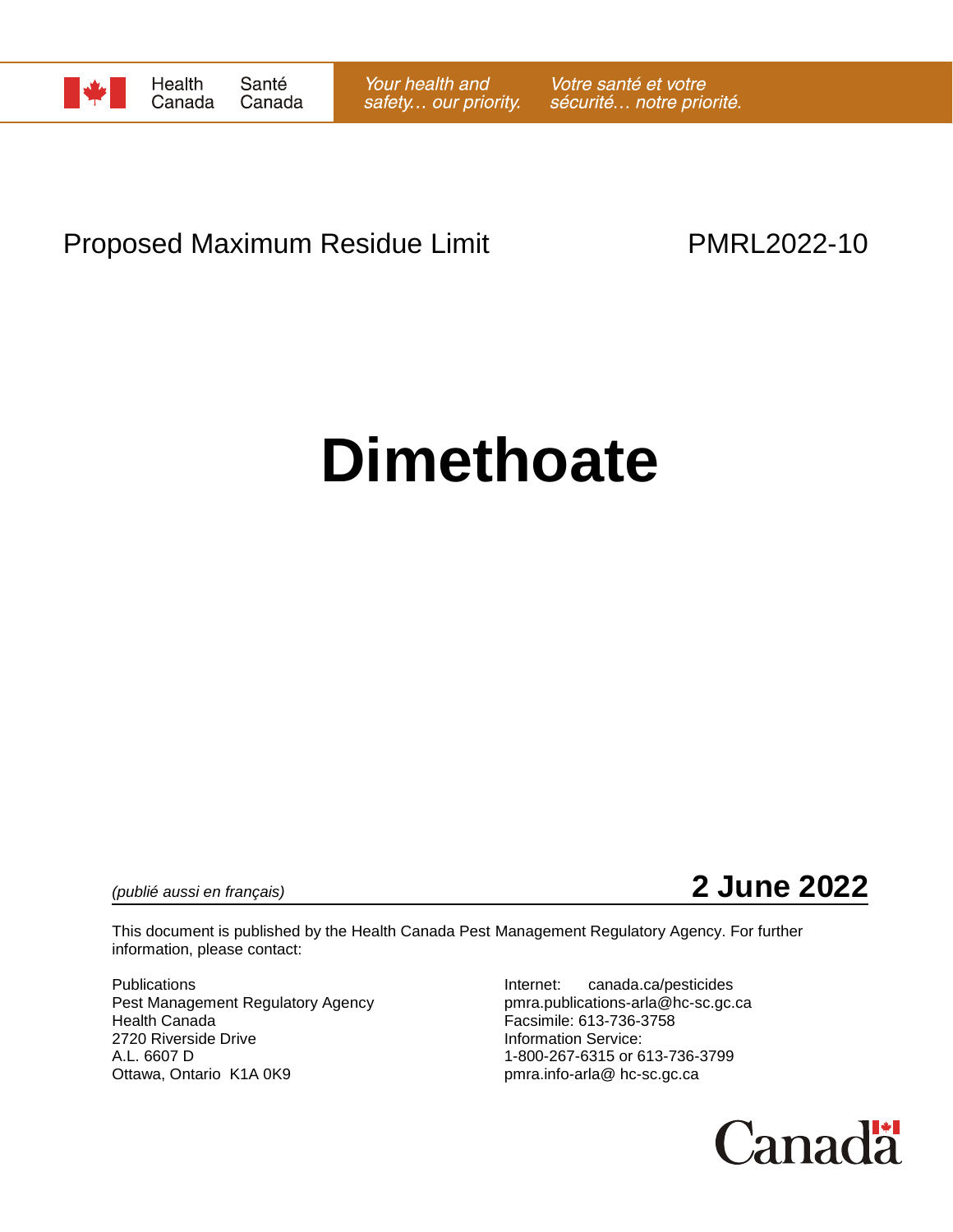Health Canada | Santé Canada

*Your health and safety… our priority.* | *Votre santé et votre sécurité… notre priorité.*

Proposed Maximum Residue Limit PMRL2022-10

# Dimethoate

*(publié aussi en français)* **2 June 2022**

This document is published by the Health Canada Pest Management Regulatory Agency. For further information, please contact:

Publications
Pest Management Regulatory Agency
Health Canada
2720 Riverside Drive
A.L. 6607 D
Ottawa, Ontario K1A 0K9

Internet: canada.ca/pesticides
pmra.publications-arla@hc-sc.gc.ca
Facsimile: 613-736-3758
Information Service:
1-800-267-6315 or 613-736-3799
pmra.info-arla@ hc-sc.gc.ca

Canada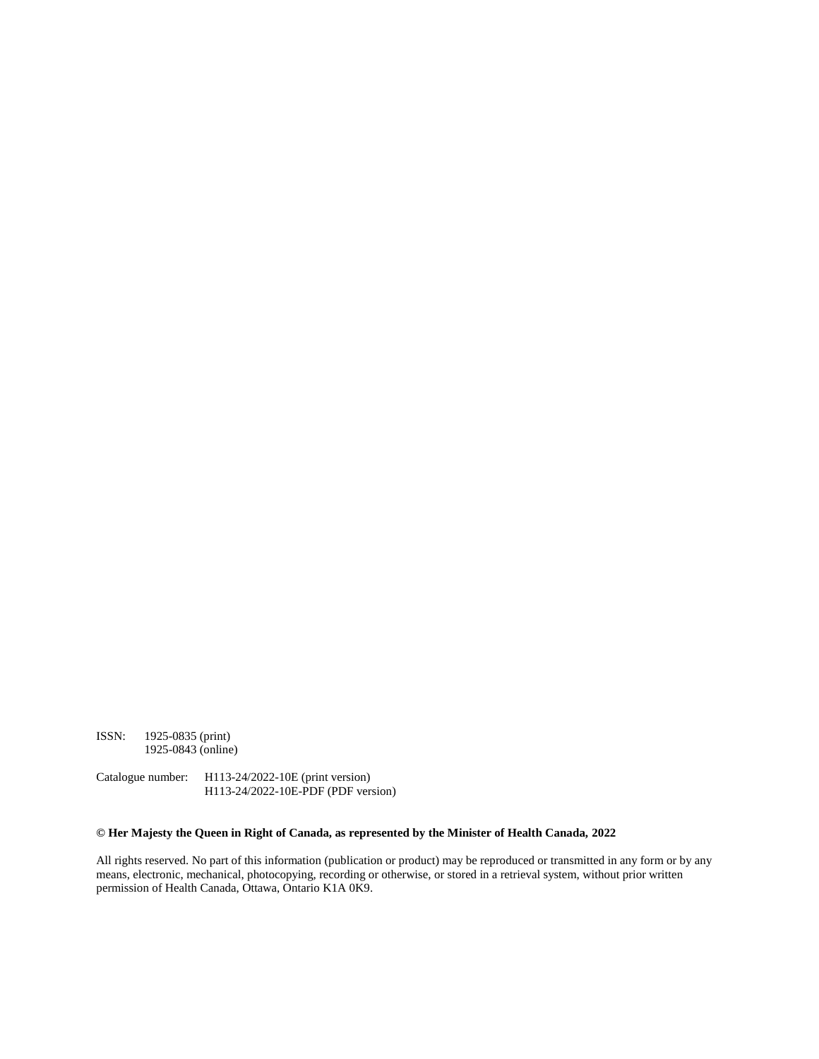ISSN: 1925-0835 (print)
1925-0843 (online)

Catalogue number: H113-24/2022-10E (print version)
H113-24/2022-10E-PDF (PDF version)

**© Her Majesty the Queen in Right of Canada, as represented by the Minister of Health Canada, 2022**

All rights reserved. No part of this information (publication or product) may be reproduced or transmitted in any form or by any means, electronic, mechanical, photocopying, recording or otherwise, or stored in a retrieval system, without prior written permission of Health Canada, Ottawa, Ontario K1A 0K9.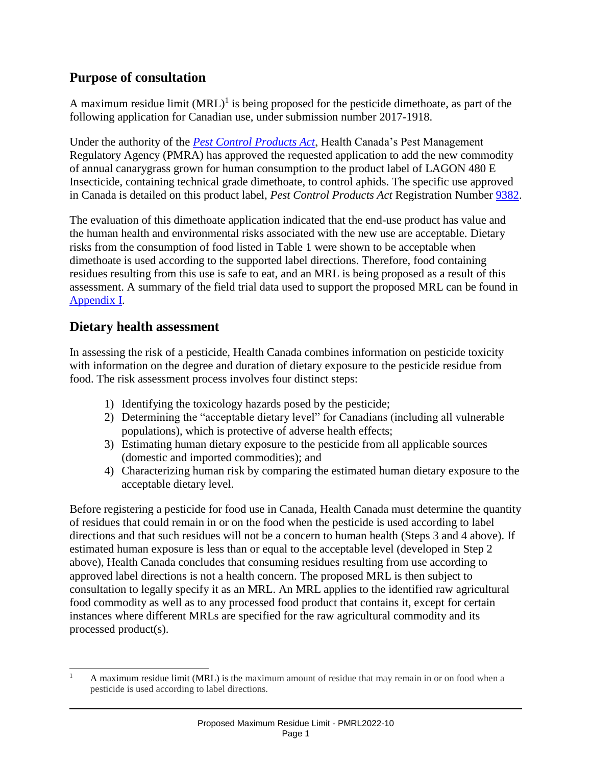## Purpose of consultation

A maximum residue limit (MRL)[1] is being proposed for the pesticide dimethoate, as part of the following application for Canadian use, under submission number 2017-1918.

Under the authority of the *Pest Control Products Act*, Health Canada's Pest Management Regulatory Agency (PMRA) has approved the requested application to add the new commodity of annual canarygrass grown for human consumption to the product label of LAGON 480 E Insecticide, containing technical grade dimethoate, to control aphids. The specific use approved in Canada is detailed on this product label, *Pest Control Products Act* Registration Number 9382.

The evaluation of this dimethoate application indicated that the end-use product has value and the human health and environmental risks associated with the new use are acceptable. Dietary risks from the consumption of food listed in Table 1 were shown to be acceptable when dimethoate is used according to the supported label directions. Therefore, food containing residues resulting from this use is safe to eat, and an MRL is being proposed as a result of this assessment. A summary of the field trial data used to support the proposed MRL can be found in Appendix I.

## Dietary health assessment

In assessing the risk of a pesticide, Health Canada combines information on pesticide toxicity with information on the degree and duration of dietary exposure to the pesticide residue from food. The risk assessment process involves four distinct steps:

1) Identifying the toxicology hazards posed by the pesticide;
2) Determining the "acceptable dietary level" for Canadians (including all vulnerable populations), which is protective of adverse health effects;
3) Estimating human dietary exposure to the pesticide from all applicable sources (domestic and imported commodities); and
4) Characterizing human risk by comparing the estimated human dietary exposure to the acceptable dietary level.

Before registering a pesticide for food use in Canada, Health Canada must determine the quantity of residues that could remain in or on the food when the pesticide is used according to label directions and that such residues will not be a concern to human health (Steps 3 and 4 above). If estimated human exposure is less than or equal to the acceptable level (developed in Step 2 above), Health Canada concludes that consuming residues resulting from use according to approved label directions is not a health concern. The proposed MRL is then subject to consultation to legally specify it as an MRL. An MRL applies to the identified raw agricultural food commodity as well as to any processed food product that contains it, except for certain instances where different MRLs are specified for the raw agricultural commodity and its processed product(s).

[1] A maximum residue limit (MRL) is the maximum amount of residue that may remain in or on food when a pesticide is used according to label directions.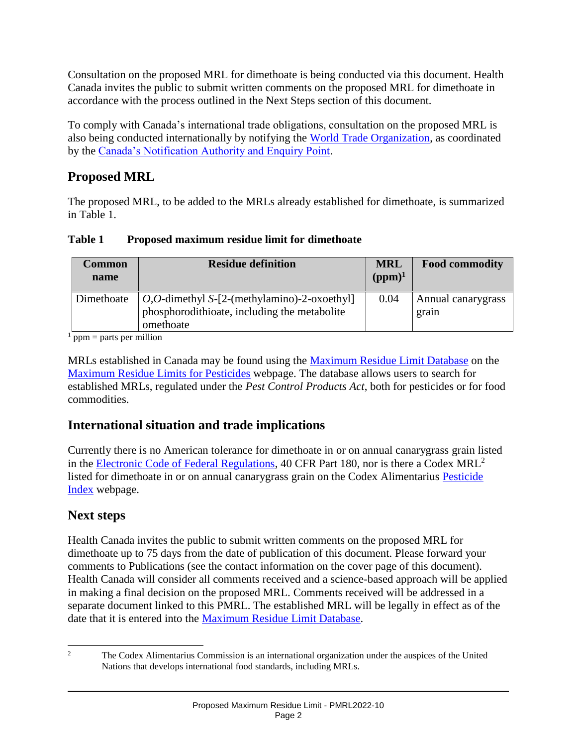Consultation on the proposed MRL for dimethoate is being conducted via this document. Health Canada invites the public to submit written comments on the proposed MRL for dimethoate in accordance with the process outlined in the Next Steps section of this document.

To comply with Canada's international trade obligations, consultation on the proposed MRL is also being conducted internationally by notifying the World Trade Organization, as coordinated by the Canada's Notification Authority and Enquiry Point.

## Proposed MRL

The proposed MRL, to be added to the MRLs already established for dimethoate, is summarized in Table 1.

**Table 1 Proposed maximum residue limit for dimethoate**

| Common name | Residue definition | MRL (ppm)[1] | Food commodity |
|---|---|---|---|
| Dimethoate | *O*,*O*-dimethyl *S*-[2-(methylamino)-2-oxoethyl] phosphorodithioate, including the metabolite omethoate | 0.04 | Annual canarygrass grain |

[1] ppm = parts per million

MRLs established in Canada may be found using the Maximum Residue Limit Database on the Maximum Residue Limits for Pesticides webpage. The database allows users to search for established MRLs, regulated under the *Pest Control Products Act*, both for pesticides or for food commodities.

## International situation and trade implications

Currently there is no American tolerance for dimethoate in or on annual canarygrass grain listed in the Electronic Code of Federal Regulations, 40 CFR Part 180, nor is there a Codex MRL[2] listed for dimethoate in or on annual canarygrass grain on the Codex Alimentarius Pesticide Index webpage.

## Next steps

Health Canada invites the public to submit written comments on the proposed MRL for dimethoate up to 75 days from the date of publication of this document. Please forward your comments to Publications (see the contact information on the cover page of this document). Health Canada will consider all comments received and a science-based approach will be applied in making a final decision on the proposed MRL. Comments received will be addressed in a separate document linked to this PMRL. The established MRL will be legally in effect as of the date that it is entered into the Maximum Residue Limit Database.

[2] The Codex Alimentarius Commission is an international organization under the auspices of the United Nations that develops international food standards, including MRLs.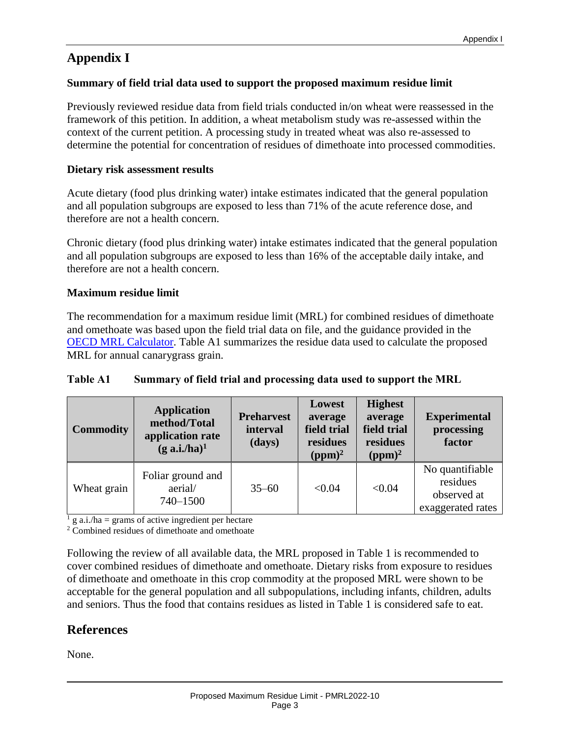# Appendix I

### Summary of field trial data used to support the proposed maximum residue limit

Previously reviewed residue data from field trials conducted in/on wheat were reassessed in the framework of this petition. In addition, a wheat metabolism study was re-assessed within the context of the current petition. A processing study in treated wheat was also re-assessed to determine the potential for concentration of residues of dimethoate into processed commodities.

### Dietary risk assessment results

Acute dietary (food plus drinking water) intake estimates indicated that the general population and all population subgroups are exposed to less than 71% of the acute reference dose, and therefore are not a health concern.

Chronic dietary (food plus drinking water) intake estimates indicated that the general population and all population subgroups are exposed to less than 16% of the acceptable daily intake, and therefore are not a health concern.

### Maximum residue limit

The recommendation for a maximum residue limit (MRL) for combined residues of dimethoate and omethoate was based upon the field trial data on file, and the guidance provided in the OECD MRL Calculator. Table A1 summarizes the residue data used to calculate the proposed MRL for annual canarygrass grain.

**Table A1 Summary of field trial and processing data used to support the MRL**

| Commodity | Application method/Total application rate (g a.i./ha)[1] | Preharvest interval (days) | Lowest average field trial residues (ppm)[2] | Highest average field trial residues (ppm)[2] | Experimental processing factor |
|---|---|---|---|---|---|
| Wheat grain | Foliar ground and aerial/ 740–1500 | 35–60 | <0.04 | <0.04 | No quantifiable residues observed at exaggerated rates |

[1] g a.i./ha = grams of active ingredient per hectare
[2] Combined residues of dimethoate and omethoate

Following the review of all available data, the MRL proposed in Table 1 is recommended to cover combined residues of dimethoate and omethoate. Dietary risks from exposure to residues of dimethoate and omethoate in this crop commodity at the proposed MRL were shown to be acceptable for the general population and all subpopulations, including infants, children, adults and seniors. Thus the food that contains residues as listed in Table 1 is considered safe to eat.

## References

None.